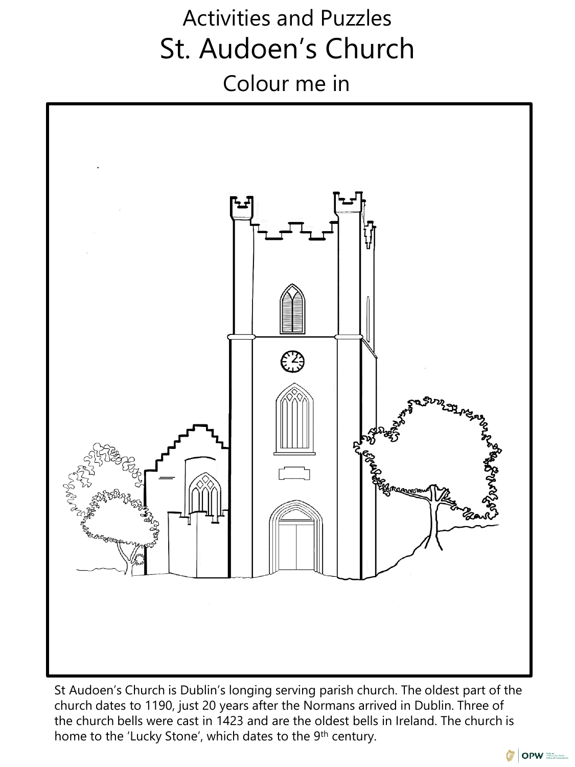# Activities and Puzzles

## St. Audoen's Church

### Colour me in

St Audoen's Church is Dublin's longing serving parish church. The oldest part of the church dates to 1190, just 20 years after the Normans arrived in Dublin. Three of the church bells were cast in 1423 and are the oldest bells in Ireland. The church is home to the 'Lucky Stone', which dates to the 9th century.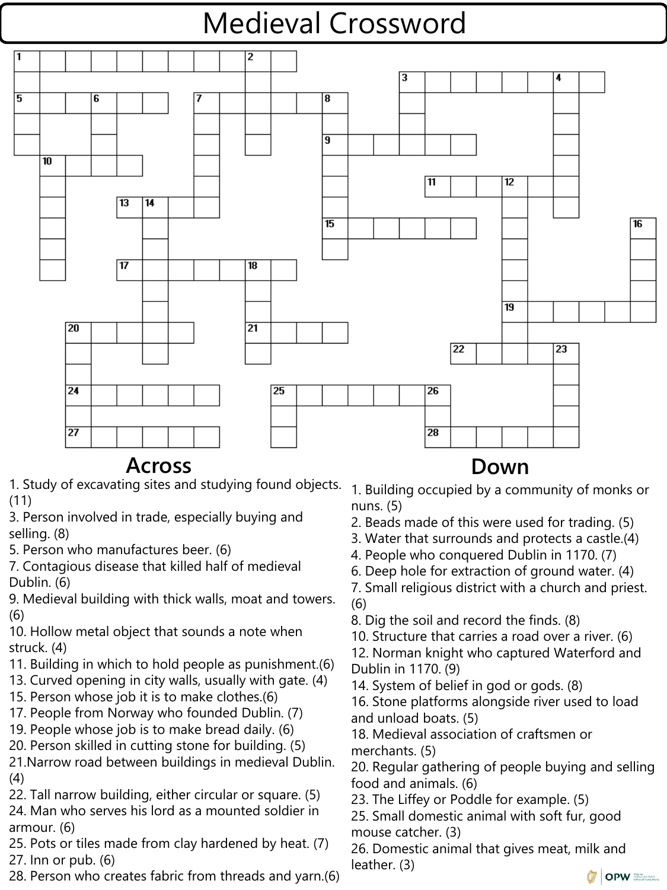# Medieval Crossword

## Across

1. Study of excavating sites and studying found objects. (11)
3. Person involved in trade, especially buying and selling. (8)
5. Person who manufactures beer. (6)
7. Contagious disease that killed half of medieval Dublin. (6)
9. Medieval building with thick walls, moat and towers. (6)
10. Hollow metal object that sounds a note when struck. (4)
11. Building in which to hold people as punishment.(6)
13. Curved opening in city walls, usually with gate. (4)
15. Person whose job it is to make clothes.(6)
17. People from Norway who founded Dublin. (7)
19. People whose job is to make bread daily. (6)
20. Person skilled in cutting stone for building. (5)
21.Narrow road between buildings in medieval Dublin. (4)
22. Tall narrow building, either circular or square. (5)
24. Man who serves his lord as a mounted soldier in armour. (6)
25. Pots or tiles made from clay hardened by heat. (7)
27. Inn or pub. (6)
28. Person who creates fabric from threads and yarn.(6)

## Down

1. Building occupied by a community of monks or nuns. (5)
2. Beads made of this were used for trading. (5)
3. Water that surrounds and protects a castle.(4)
4. People who conquered Dublin in 1170. (7)
6. Deep hole for extraction of ground water. (4)
7. Small religious district with a church and priest. (6)
8. Dig the soil and record the finds. (8)
10. Structure that carries a road over a river. (6)
12. Norman knight who captured Waterford and Dublin in 1170. (9)
14. System of belief in god or gods. (8)
16. Stone platforms alongside river used to load and unload boats. (5)
18. Medieval association of craftsmen or merchants. (5)
20. Regular gathering of people buying and selling food and animals. (6)
23. The Liffey or Poddle for example. (5)
25. Small domestic animal with soft fur, good mouse catcher. (3)
26. Domestic animal that gives meat, milk and leather. (3)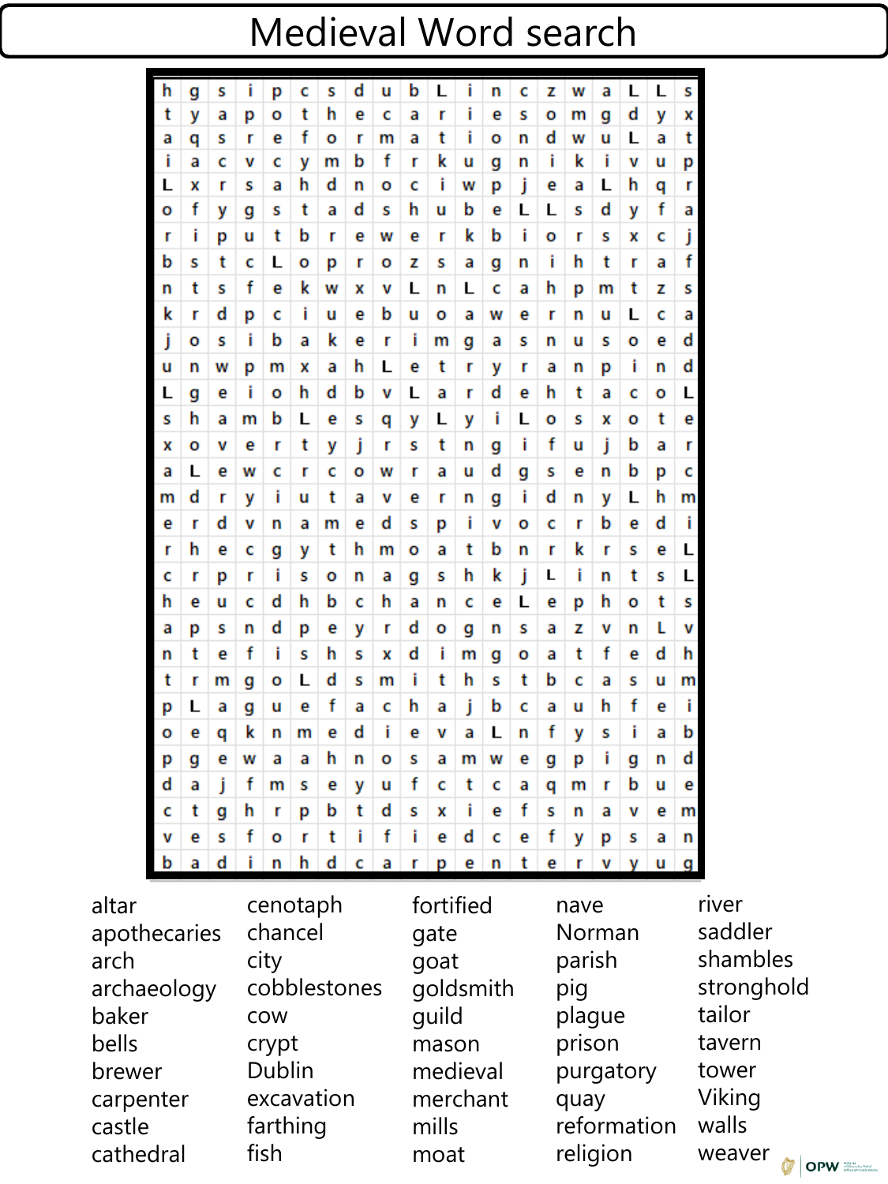# Medieval Word search

| | | | | | | | | | | | | | | | | | | | |
|---|---|---|---|---|---|---|---|---|---|---|---|---|---|---|---|---|---|---|---|
| h | g | s | i | p | c | s | d | u | b | L | i | n | c | z | w | a | L | L | s |
| t | y | a | p | o | t | h | e | c | a | r | i | e | s | o | m | g | d | y | x |
| a | q | s | r | e | f | o | r | m | a | t | i | o | n | d | w | u | L | a | t |
| i | a | c | v | c | y | m | b | f | r | k | u | g | n | i | k | i | v | u | p |
| L | x | r | s | a | h | d | n | o | c | i | w | p | j | e | a | L | h | q | r |
| o | f | y | g | s | t | a | d | s | h | u | b | e | L | L | s | d | y | f | a |
| r | i | p | u | t | b | r | e | w | e | r | k | b | i | o | r | s | x | c | j |
| b | s | t | c | L | o | p | r | o | z | s | a | g | n | i | h | t | r | a | f |
| n | t | s | f | e | k | w | x | v | L | n | L | c | a | h | p | m | t | z | s |
| k | r | d | p | c | i | u | e | b | u | o | a | w | e | r | n | u | L | c | a |
| j | o | s | i | b | a | k | e | r | i | m | g | a | s | n | u | s | o | e | d |
| u | n | w | p | m | x | a | h | L | e | t | r | y | r | a | n | p | i | n | d |
| L | g | e | i | o | h | d | b | v | L | a | r | d | e | h | t | a | c | o | L |
| s | h | a | m | b | L | e | s | q | y | L | y | i | L | o | s | x | o | t | e |
| x | o | v | e | r | t | y | j | r | s | t | n | g | i | f | u | j | b | a | r |
| a | L | e | w | c | r | c | o | w | r | a | u | d | g | s | e | n | b | p | c |
| m | d | r | y | i | u | t | a | v | e | r | n | g | i | d | n | y | L | h | m |
| e | r | d | v | n | a | m | e | d | s | p | i | v | o | c | r | b | e | d | i |
| r | h | e | c | g | y | t | h | m | o | a | t | b | n | r | k | r | s | e | L |
| c | r | p | r | i | s | o | n | a | g | s | h | k | j | L | i | n | t | s | L |
| h | e | u | c | d | h | b | c | h | a | n | c | e | L | e | p | h | o | t | s |
| a | p | s | n | d | p | e | y | r | d | o | g | n | s | a | z | v | n | L | v |
| n | t | e | f | i | s | h | s | x | d | i | m | g | o | a | t | f | e | d | h |
| t | r | m | g | o | L | d | s | m | i | t | h | s | t | b | c | a | s | u | m |
| p | L | a | g | u | e | f | a | c | h | a | j | b | c | a | u | h | f | e | i |
| o | e | q | k | n | m | e | d | i | e | v | a | L | n | f | y | s | i | a | b |
| p | g | e | w | a | a | h | n | o | s | a | m | w | e | g | p | i | g | n | d |
| d | a | j | f | m | s | e | y | u | f | c | t | c | a | q | m | r | b | u | e |
| c | t | g | h | r | p | b | t | d | s | x | i | e | f | s | n | a | v | e | m |
| v | e | s | f | o | r | t | i | f | i | e | d | c | e | f | y | p | s | a | n |
| b | a | d | i | n | h | d | c | a | r | p | e | n | t | e | r | v | y | u | g |

| | | | | |
|---|---|---|---|---|
| altar | cenotaph | fortified | nave | river |
| apothecaries | chancel | gate | Norman | saddler |
| arch | city | goat | parish | shambles |
| archaeology | cobblestones | goldsmith | pig | stronghold |
| baker | cow | guild | plague | tailor |
| bells | crypt | mason | prison | tavern |
| brewer | Dublin | medieval | purgatory | tower |
| carpenter | excavation | merchant | quay | Viking |
| castle | farthing | mills | reformation | walls |
| cathedral | fish | moat | religion | weaver |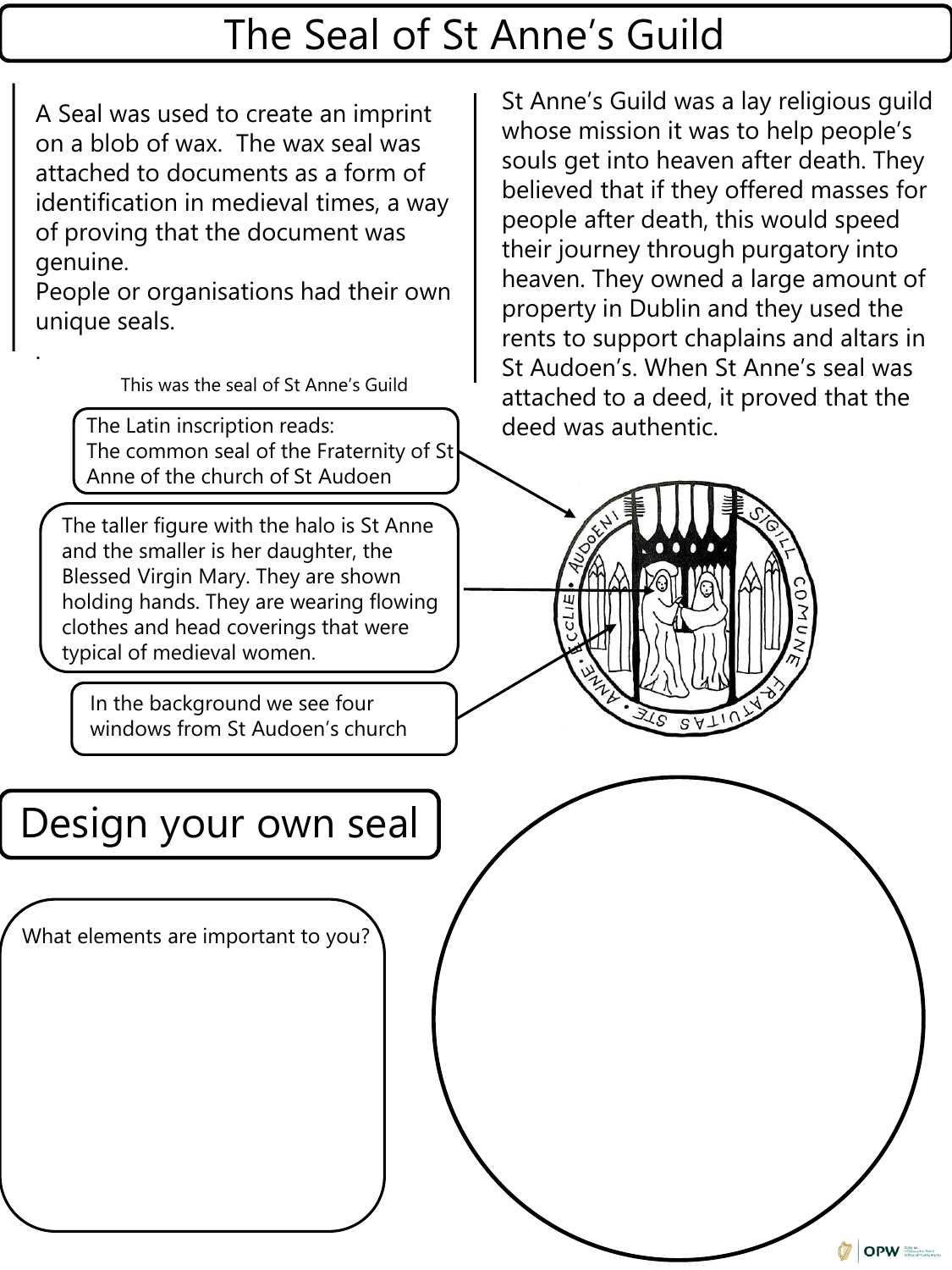# The Seal of St Anne's Guild

A Seal was used to create an imprint on a blob of wax. The wax seal was attached to documents as a form of identification in medieval times, a way of proving that the document was genuine.
People or organisations had their own unique seals.

St Anne's Guild was a lay religious guild whose mission it was to help people's souls get into heaven after death. They believed that if they offered masses for people after death, this would speed their journey through purgatory into heaven. They owned a large amount of property in Dublin and they used the rents to support chaplains and altars in St Audoen's. When St Anne's seal was attached to a deed, it proved that the deed was authentic.

This was the seal of St Anne's Guild

The Latin inscription reads:
The common seal of the Fraternity of St Anne of the church of St Audoen

The taller figure with the halo is St Anne and the smaller is her daughter, the Blessed Virgin Mary. They are shown holding hands. They are wearing flowing clothes and head coverings that were typical of medieval women.

In the background we see four windows from St Audoen's church

SIGILL COMUNE FRATUITAS STE ANNE ECCLIE AUDOENI

## Design your own seal

What elements are important to you?